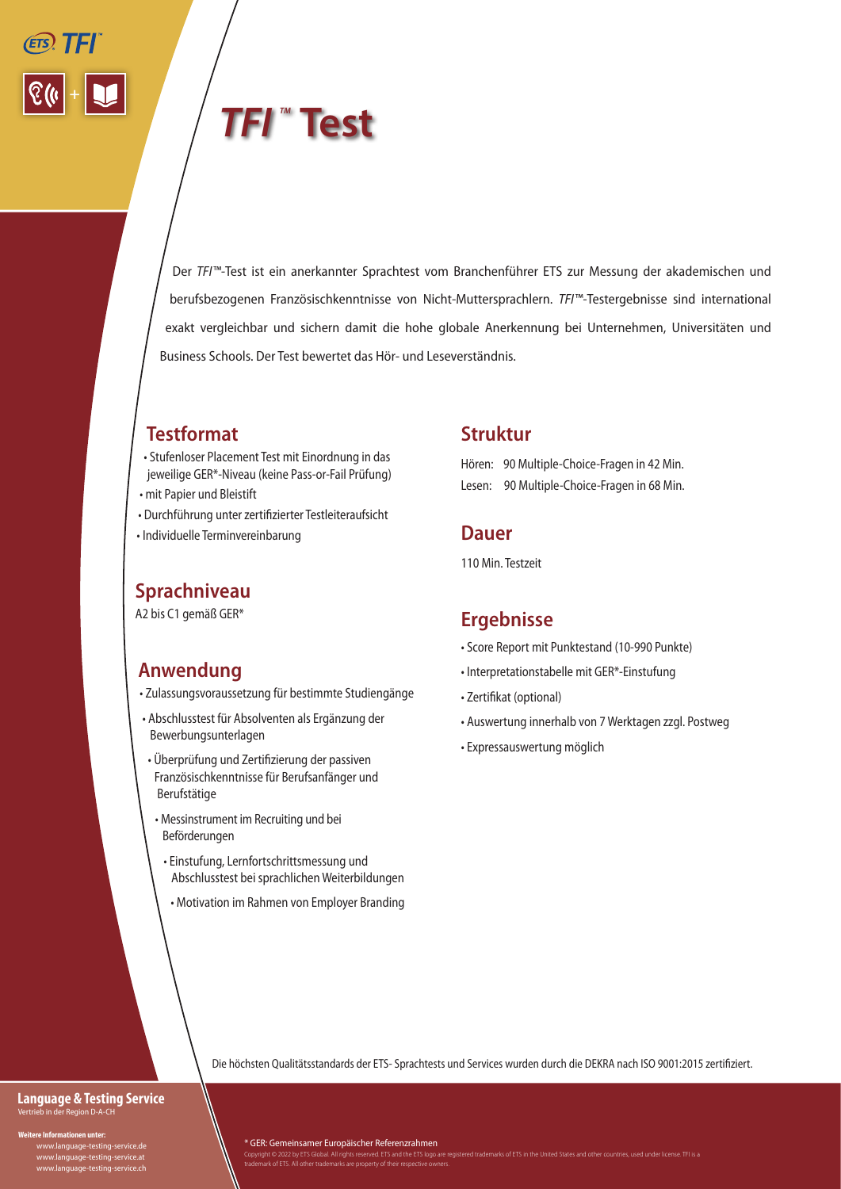# *TFI*™ Test

Der *TFI*™-Test ist ein anerkannter Sprachtest vom Branchenführer ETS zur Messung der akademischen und berufsbezogenen Französischkenntnisse von Nicht-Muttersprachlern. *TFI*™-Testergebnisse sind international exakt vergleichbar und sichern damit die hohe globale Anerkennung bei Unternehmen, Universitäten und Business Schools. Der Test bewertet das Hör- und Leseverständnis.

## Testformat

- Stufenloser Placement Test mit Einordnung in das jeweilige GER*-Niveau (keine Pass-or-Fail Prüfung)
- mit Papier und Bleistift
- Durchführung unter zertifizierter Testleiteraufsicht
- Individuelle Terminvereinbarung

## Sprachniveau

A2 bis C1 gemäß GER*

## Anwendung

- Zulassungsvoraussetzung für bestimmte Studiengänge
- Abschlusstest für Absolventen als Ergänzung der Bewerbungsunterlagen
- Überprüfung und Zertifizierung der passiven Französischkenntnisse für Berufsanfänger und Berufstätige
- Messinstrument im Recruiting und bei Beförderungen
- Einstufung, Lernfortschrittsmessung und Abschlusstest bei sprachlichen Weiterbildungen
- Motivation im Rahmen von Employer Branding

## Struktur

Hören: 90 Multiple-Choice-Fragen in 42 Min.
Lesen: 90 Multiple-Choice-Fragen in 68 Min.

## Dauer

110 Min. Testzeit

## Ergebnisse

- Score Report mit Punktestand (10-990 Punkte)
- Interpretationstabelle mit GER*-Einstufung
- Zertifikat (optional)
- Auswertung innerhalb von 7 Werktagen zzgl. Postweg
- Expressauswertung möglich

Die höchsten Qualitätsstandards der ETS- Sprachtests und Services wurden durch die DEKRA nach ISO 9001:2015 zertifiziert.

**Language & Testing Service**
Vertrieb in der Region D-A-CH

**Weitere Informationen unter:**
www.language-testing-service.de
www.language-testing-service.at
www.language-testing-service.ch

\* GER: Gemeinsamer Europäischer Referenzrahmen

Copyright © 2022 by ETS Global. All rights reserved. ETS and the ETS logo are registered trademarks of ETS in the United States and other countries, used under license. TFI is a trademark of ETS. All other trademarks are property of their respective owners.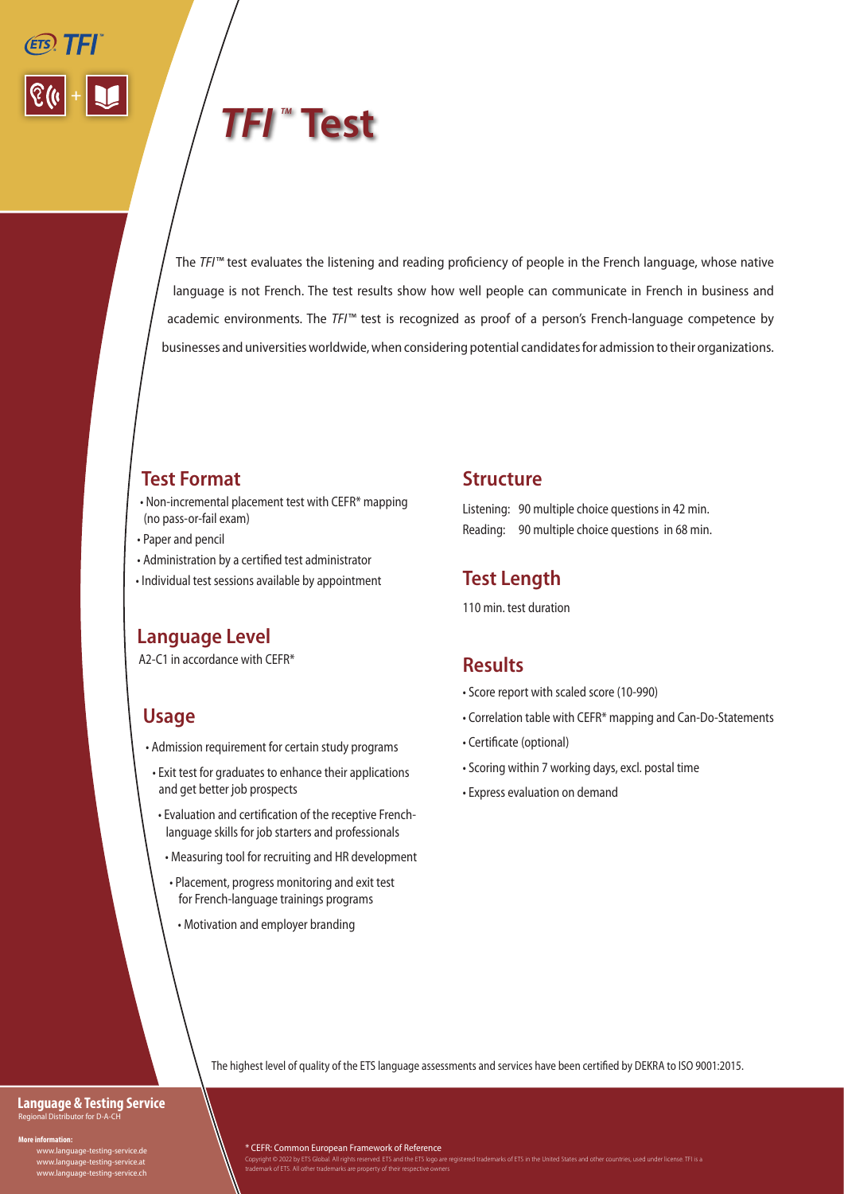# *TFI*™ Test

The *TFI*™ test evaluates the listening and reading proficiency of people in the French language, whose native language is not French. The test results show how well people can communicate in French in business and academic environments. The *TFI*™ test is recognized as proof of a person's French-language competence by businesses and universities worldwide, when considering potential candidates for admission to their organizations.

## Test Format

- Non-incremental placement test with CEFR* mapping (no pass-or-fail exam)
- Paper and pencil
- Administration by a certified test administrator
- Individual test sessions available by appointment

## Language Level

A2-C1 in accordance with CEFR*

## Usage

- Admission requirement for certain study programs
- Exit test for graduates to enhance their applications and get better job prospects
- Evaluation and certification of the receptive French-language skills for job starters and professionals
- Measuring tool for recruiting and HR development
- Placement, progress monitoring and exit test for French-language trainings programs
- Motivation and employer branding

## Structure

Listening: 90 multiple choice questions in 42 min.
Reading: 90 multiple choice questions in 68 min.

## Test Length

110 min. test duration

## Results

- Score report with scaled score (10-990)
- Correlation table with CEFR* mapping and Can-Do-Statements
- Certificate (optional)
- Scoring within 7 working days, excl. postal time
- Express evaluation on demand

The highest level of quality of the ETS language assessments and services have been certified by DEKRA to ISO 9001:2015.

**Language & Testing Service**
Regional Distributor for D-A-CH

**More information:**
www.language-testing-service.de
www.language-testing-service.at
www.language-testing-service.ch

* CEFR: Common European Framework of Reference

Copyright © 2022 by ETS Global. All rights reserved. ETS and the ETS logo are registered trademarks of ETS in the United States and other countries, used under license. TFI is a trademark of ETS. All other trademarks are property of their respective owners